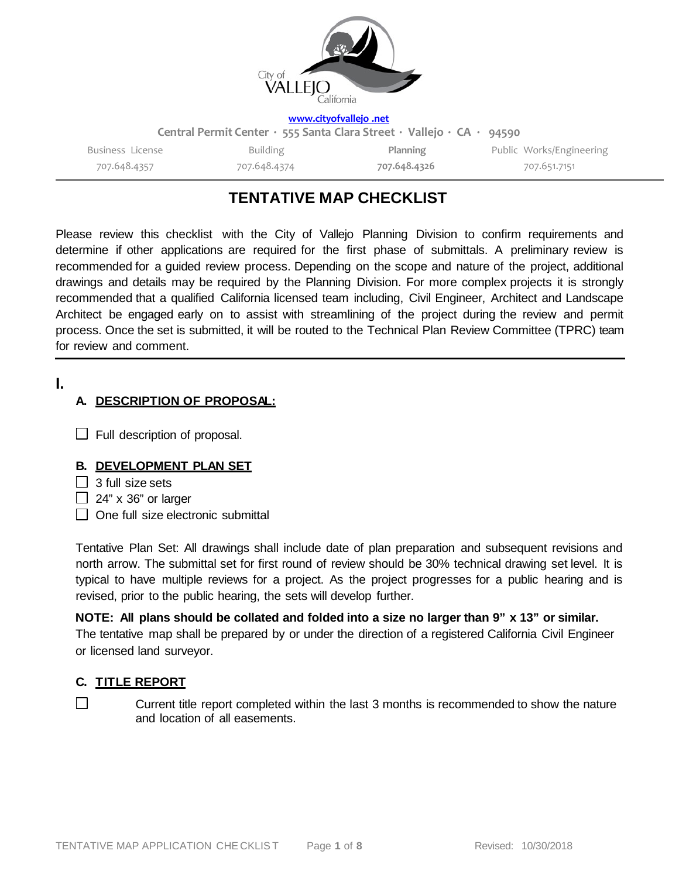City of VALLEJO California

www.cityofvallejo .net

Central Permit Center · 555 Santa Clara Street · Vallejo · CA · 94590

| Business License | Building | Planning | Public Works/Engineering |
|---|---|---|---|
| 707.648.4357 | 707.648.4374 | **707.648.4326** | 707.651.7151 |

# TENTATIVE MAP CHECKLIST

Please review this checklist with the City of Vallejo Planning Division to confirm requirements and determine if other applications are required for the first phase of submittals. A preliminary review is recommended for a guided review process. Depending on the scope and nature of the project, additional drawings and details may be required by the Planning Division. For more complex projects it is strongly recommended that a qualified California licensed team including, Civil Engineer, Architect and Landscape Architect be engaged early on to assist with streamlining of the project during the review and permit process. Once the set is submitted, it will be routed to the Technical Plan Review Committee (TPRC) team for review and comment.

## I.

### A. DESCRIPTION OF PROPOSAL:

- ☐ Full description of proposal.

### B. DEVELOPMENT PLAN SET

- ☐ 3 full size sets
- ☐ 24" x 36" or larger
- ☐ One full size electronic submittal

Tentative Plan Set: All drawings shall include date of plan preparation and subsequent revisions and north arrow. The submittal set for first round of review should be 30% technical drawing set level. It is typical to have multiple reviews for a project. As the project progresses for a public hearing and is revised, prior to the public hearing, the sets will develop further.

**NOTE: All plans should be collated and folded into a size no larger than 9" x 13" or similar.**
The tentative map shall be prepared by or under the direction of a registered California Civil Engineer or licensed land surveyor.

### C. TITLE REPORT

- ☐ Current title report completed within the last 3 months is recommended to show the nature and location of all easements.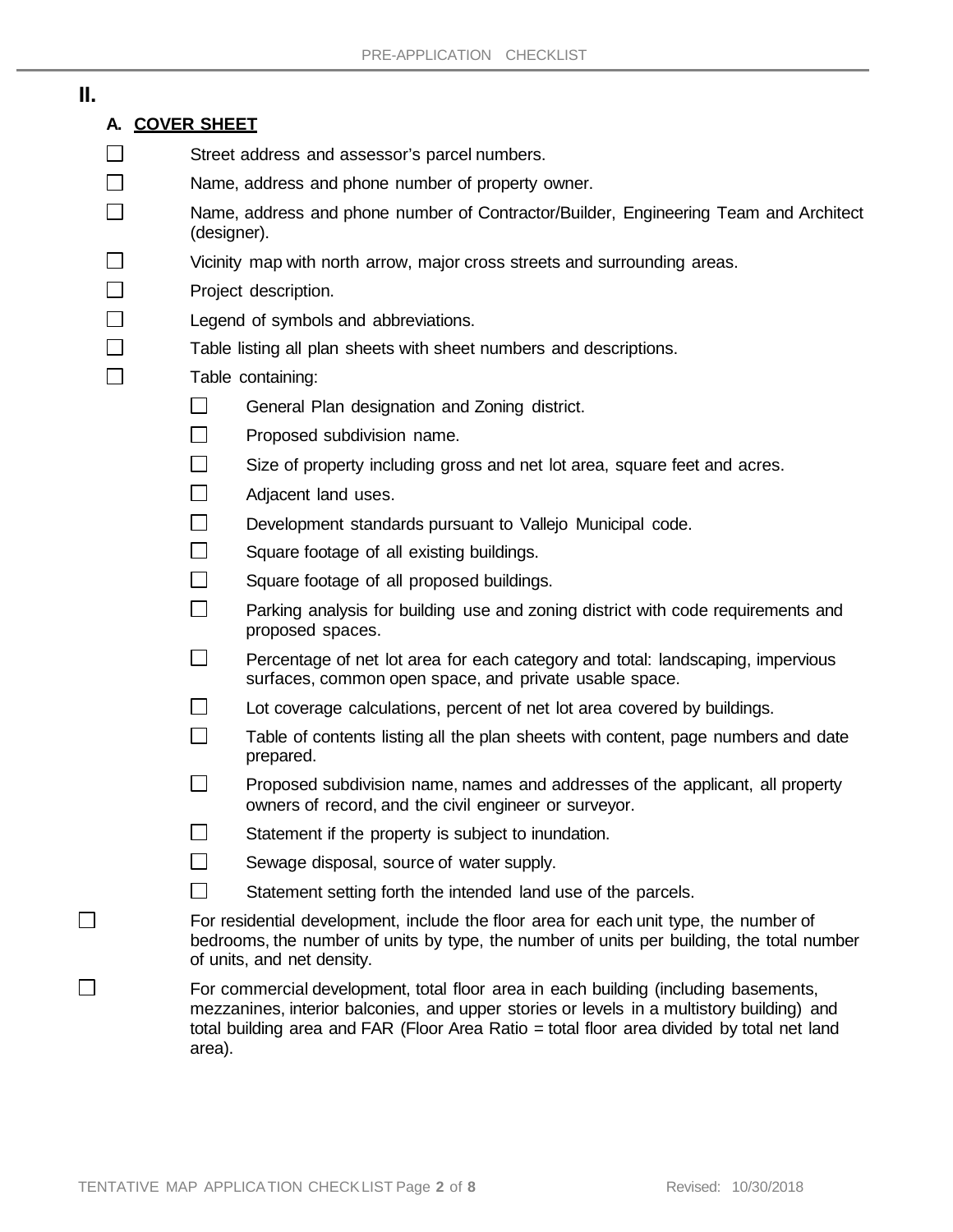## II.

### A. COVER SHEET

- ☐ Street address and assessor's parcel numbers.
- ☐ Name, address and phone number of property owner.
- ☐ Name, address and phone number of Contractor/Builder, Engineering Team and Architect (designer).
- ☐ Vicinity map with north arrow, major cross streets and surrounding areas.
- ☐ Project description.
- ☐ Legend of symbols and abbreviations.
- ☐ Table listing all plan sheets with sheet numbers and descriptions.
- ☐ Table containing:
  - ☐ General Plan designation and Zoning district.
  - ☐ Proposed subdivision name.
  - ☐ Size of property including gross and net lot area, square feet and acres.
  - ☐ Adjacent land uses.
  - ☐ Development standards pursuant to Vallejo Municipal code.
  - ☐ Square footage of all existing buildings.
  - ☐ Square footage of all proposed buildings.
  - ☐ Parking analysis for building use and zoning district with code requirements and proposed spaces.
  - ☐ Percentage of net lot area for each category and total: landscaping, impervious surfaces, common open space, and private usable space.
  - ☐ Lot coverage calculations, percent of net lot area covered by buildings.
  - ☐ Table of contents listing all the plan sheets with content, page numbers and date prepared.
  - ☐ Proposed subdivision name, names and addresses of the applicant, all property owners of record, and the civil engineer or surveyor.
  - ☐ Statement if the property is subject to inundation.
  - ☐ Sewage disposal, source of water supply.
  - ☐ Statement setting forth the intended land use of the parcels.
- ☐ For residential development, include the floor area for each unit type, the number of bedrooms, the number of units by type, the number of units per building, the total number of units, and net density.
- ☐ For commercial development, total floor area in each building (including basements, mezzanines, interior balconies, and upper stories or levels in a multistory building) and total building area and FAR (Floor Area Ratio = total floor area divided by total net land area).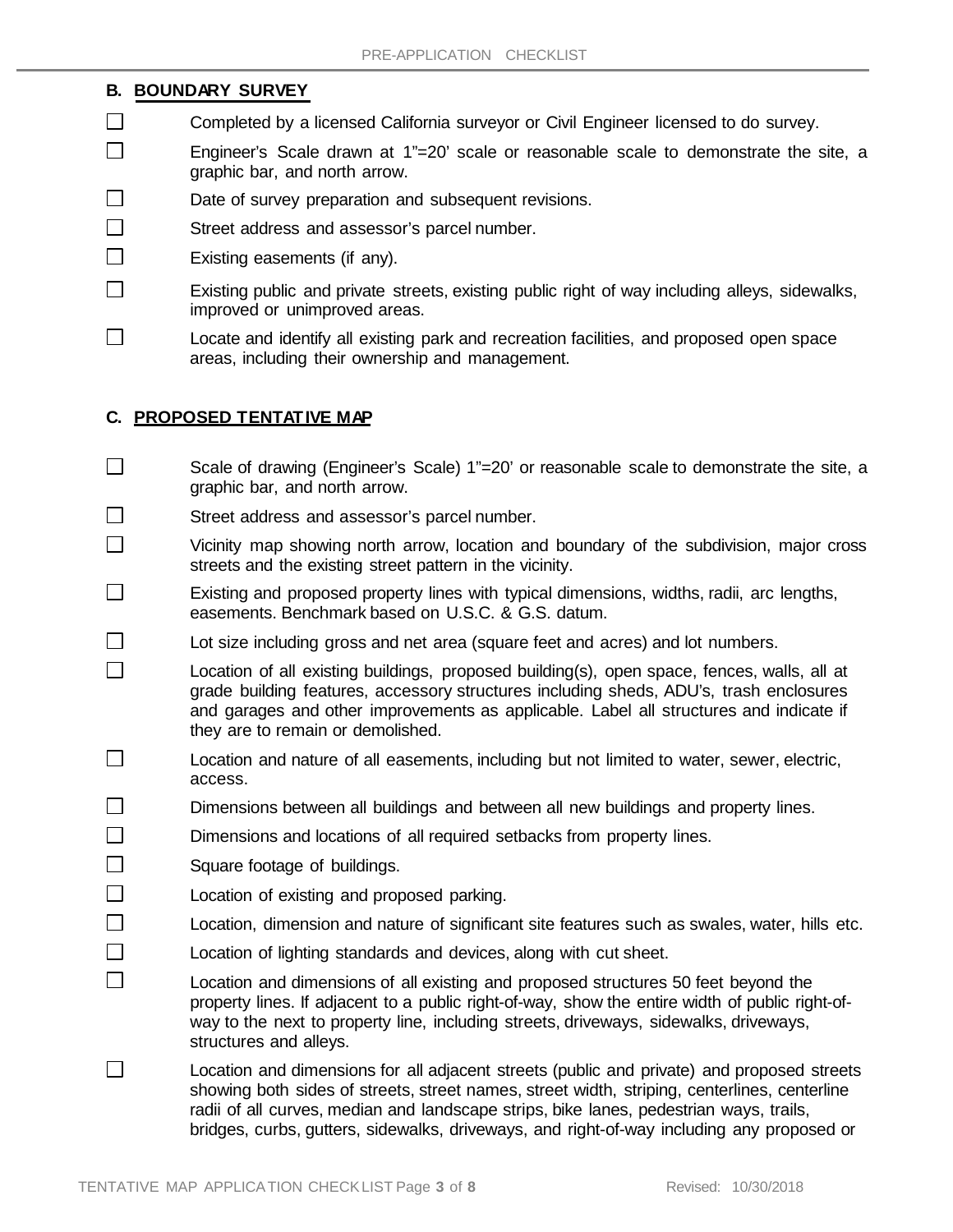## B. BOUNDARY SURVEY

- [ ] Completed by a licensed California surveyor or Civil Engineer licensed to do survey.
- [ ] Engineer's Scale drawn at 1"=20' scale or reasonable scale to demonstrate the site, a graphic bar, and north arrow.
- [ ] Date of survey preparation and subsequent revisions.
- [ ] Street address and assessor's parcel number.
- [ ] Existing easements (if any).
- [ ] Existing public and private streets, existing public right of way including alleys, sidewalks, improved or unimproved areas.
- [ ] Locate and identify all existing park and recreation facilities, and proposed open space areas, including their ownership and management.

## C. PROPOSED TENTATIVE MAP

- [ ] Scale of drawing (Engineer's Scale) 1"=20' or reasonable scale to demonstrate the site, a graphic bar, and north arrow.
- [ ] Street address and assessor's parcel number.
- [ ] Vicinity map showing north arrow, location and boundary of the subdivision, major cross streets and the existing street pattern in the vicinity.
- [ ] Existing and proposed property lines with typical dimensions, widths, radii, arc lengths, easements. Benchmark based on U.S.C. & G.S. datum.
- [ ] Lot size including gross and net area (square feet and acres) and lot numbers.
- [ ] Location of all existing buildings, proposed building(s), open space, fences, walls, all at grade building features, accessory structures including sheds, ADU's, trash enclosures and garages and other improvements as applicable. Label all structures and indicate if they are to remain or demolished.
- [ ] Location and nature of all easements, including but not limited to water, sewer, electric, access.
- [ ] Dimensions between all buildings and between all new buildings and property lines.
- [ ] Dimensions and locations of all required setbacks from property lines.
- [ ] Square footage of buildings.
- [ ] Location of existing and proposed parking.
- [ ] Location, dimension and nature of significant site features such as swales, water, hills etc.
- [ ] Location of lighting standards and devices, along with cut sheet.
- [ ] Location and dimensions of all existing and proposed structures 50 feet beyond the property lines. If adjacent to a public right-of-way, show the entire width of public right-of-way to the next to property line, including streets, driveways, sidewalks, driveways, structures and alleys.
- [ ] Location and dimensions for all adjacent streets (public and private) and proposed streets showing both sides of streets, street names, street width, striping, centerlines, centerline radii of all curves, median and landscape strips, bike lanes, pedestrian ways, trails, bridges, curbs, gutters, sidewalks, driveways, and right-of-way including any proposed or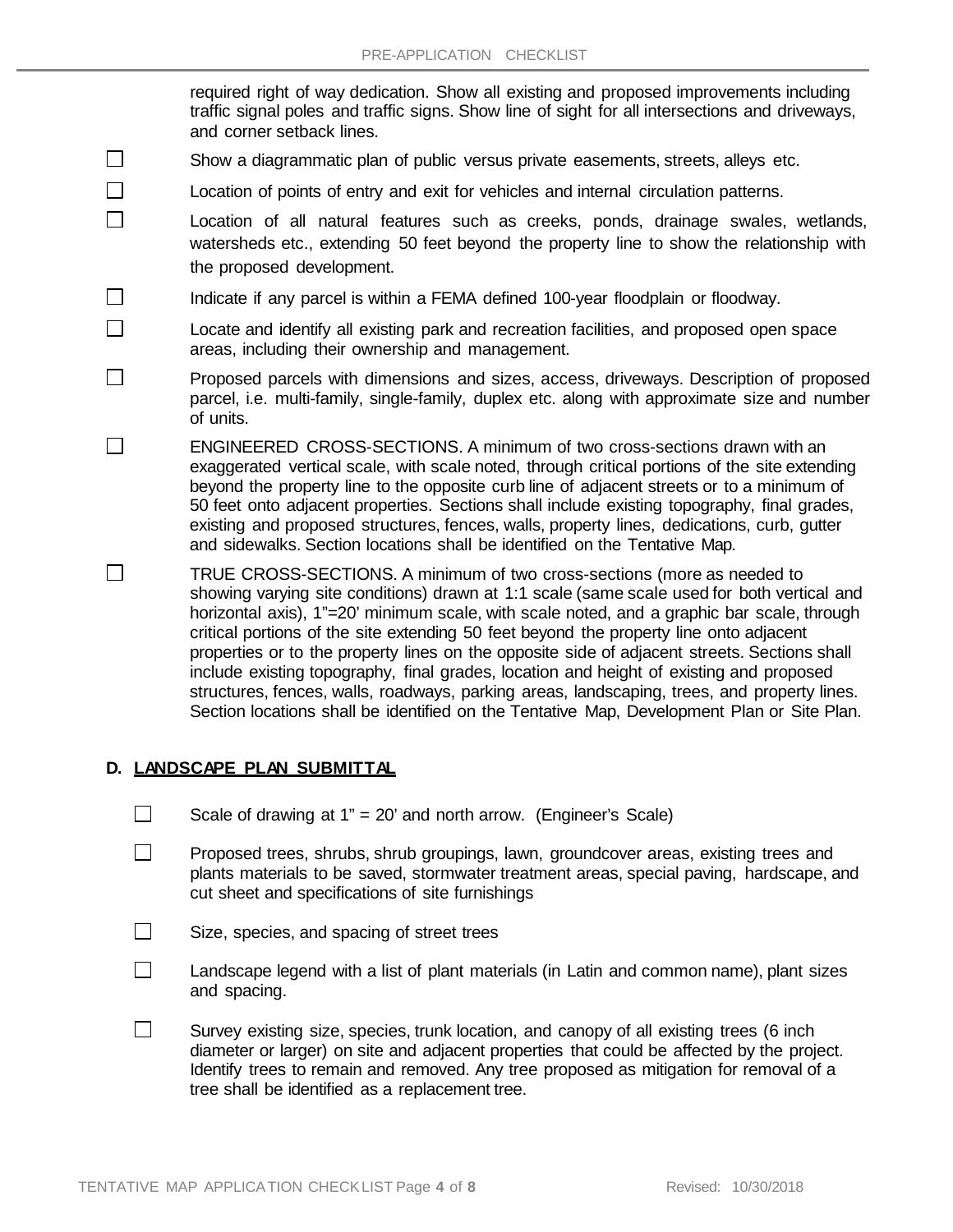required right of way dedication. Show all existing and proposed improvements including traffic signal poles and traffic signs. Show line of sight for all intersections and driveways, and corner setback lines.

- ☐ Show a diagrammatic plan of public versus private easements, streets, alleys etc.
- ☐ Location of points of entry and exit for vehicles and internal circulation patterns.
- ☐ Location of all natural features such as creeks, ponds, drainage swales, wetlands, watersheds etc., extending 50 feet beyond the property line to show the relationship with the proposed development.
- ☐ Indicate if any parcel is within a FEMA defined 100-year floodplain or floodway.
- ☐ Locate and identify all existing park and recreation facilities, and proposed open space areas, including their ownership and management.
- ☐ Proposed parcels with dimensions and sizes, access, driveways. Description of proposed parcel, i.e. multi-family, single-family, duplex etc. along with approximate size and number of units.
- ☐ ENGINEERED CROSS-SECTIONS. A minimum of two cross-sections drawn with an exaggerated vertical scale, with scale noted, through critical portions of the site extending beyond the property line to the opposite curb line of adjacent streets or to a minimum of 50 feet onto adjacent properties. Sections shall include existing topography, final grades, existing and proposed structures, fences, walls, property lines, dedications, curb, gutter and sidewalks. Section locations shall be identified on the Tentative Map.
- ☐ TRUE CROSS-SECTIONS. A minimum of two cross-sections (more as needed to showing varying site conditions) drawn at 1:1 scale (same scale used for both vertical and horizontal axis), 1"=20' minimum scale, with scale noted, and a graphic bar scale, through critical portions of the site extending 50 feet beyond the property line onto adjacent properties or to the property lines on the opposite side of adjacent streets. Sections shall include existing topography, final grades, location and height of existing and proposed structures, fences, walls, roadways, parking areas, landscaping, trees, and property lines. Section locations shall be identified on the Tentative Map, Development Plan or Site Plan.

## D. <u>LANDSCAPE PLAN SUBMITTAL</u>

- ☐ Scale of drawing at 1" = 20' and north arrow. (Engineer's Scale)
- ☐ Proposed trees, shrubs, shrub groupings, lawn, groundcover areas, existing trees and plants materials to be saved, stormwater treatment areas, special paving, hardscape, and cut sheet and specifications of site furnishings
- ☐ Size, species, and spacing of street trees
- ☐ Landscape legend with a list of plant materials (in Latin and common name), plant sizes and spacing.
- ☐ Survey existing size, species, trunk location, and canopy of all existing trees (6 inch diameter or larger) on site and adjacent properties that could be affected by the project. Identify trees to remain and removed. Any tree proposed as mitigation for removal of a tree shall be identified as a replacement tree.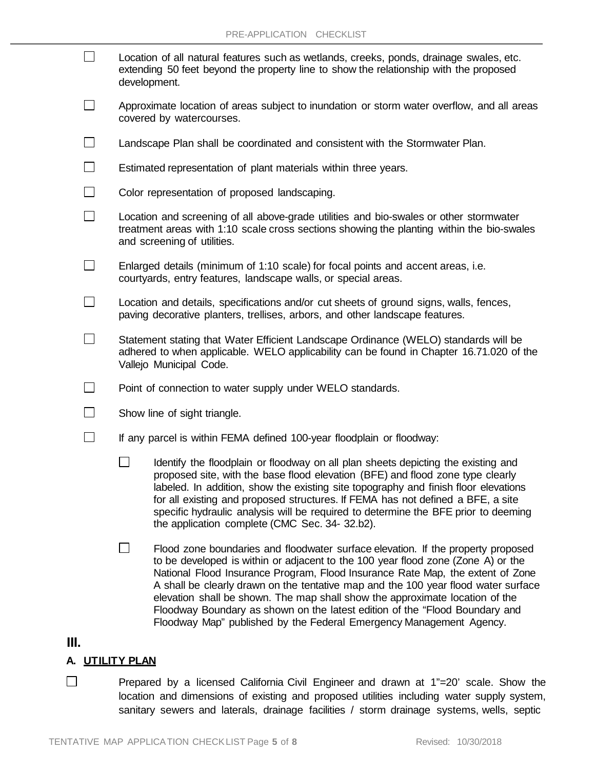- [ ] Location of all natural features such as wetlands, creeks, ponds, drainage swales, etc. extending 50 feet beyond the property line to show the relationship with the proposed development.
- [ ] Approximate location of areas subject to inundation or storm water overflow, and all areas covered by watercourses.
- [ ] Landscape Plan shall be coordinated and consistent with the Stormwater Plan.
- [ ] Estimated representation of plant materials within three years.
- [ ] Color representation of proposed landscaping.
- [ ] Location and screening of all above-grade utilities and bio-swales or other stormwater treatment areas with 1:10 scale cross sections showing the planting within the bio-swales and screening of utilities.
- [ ] Enlarged details (minimum of 1:10 scale) for focal points and accent areas, i.e. courtyards, entry features, landscape walls, or special areas.
- [ ] Location and details, specifications and/or cut sheets of ground signs, walls, fences, paving decorative planters, trellises, arbors, and other landscape features.
- [ ] Statement stating that Water Efficient Landscape Ordinance (WELO) standards will be adhered to when applicable. WELO applicability can be found in Chapter 16.71.020 of the Vallejo Municipal Code.
- [ ] Point of connection to water supply under WELO standards.
- [ ] Show line of sight triangle.
- [ ] If any parcel is within FEMA defined 100-year floodplain or floodway:
  - [ ] Identify the floodplain or floodway on all plan sheets depicting the existing and proposed site, with the base flood elevation (BFE) and flood zone type clearly labeled. In addition, show the existing site topography and finish floor elevations for all existing and proposed structures. If FEMA has not defined a BFE, a site specific hydraulic analysis will be required to determine the BFE prior to deeming the application complete (CMC Sec. 34- 32.b2).
  - [ ] Flood zone boundaries and floodwater surface elevation. If the property proposed to be developed is within or adjacent to the 100 year flood zone (Zone A) or the National Flood Insurance Program, Flood Insurance Rate Map, the extent of Zone A shall be clearly drawn on the tentative map and the 100 year flood water surface elevation shall be shown. The map shall show the approximate location of the Floodway Boundary as shown on the latest edition of the "Flood Boundary and Floodway Map" published by the Federal Emergency Management Agency.

# III.

## A. UTILITY PLAN

- [ ] Prepared by a licensed California Civil Engineer and drawn at 1"=20' scale. Show the location and dimensions of existing and proposed utilities including water supply system, sanitary sewers and laterals, drainage facilities / storm drainage systems, wells, septic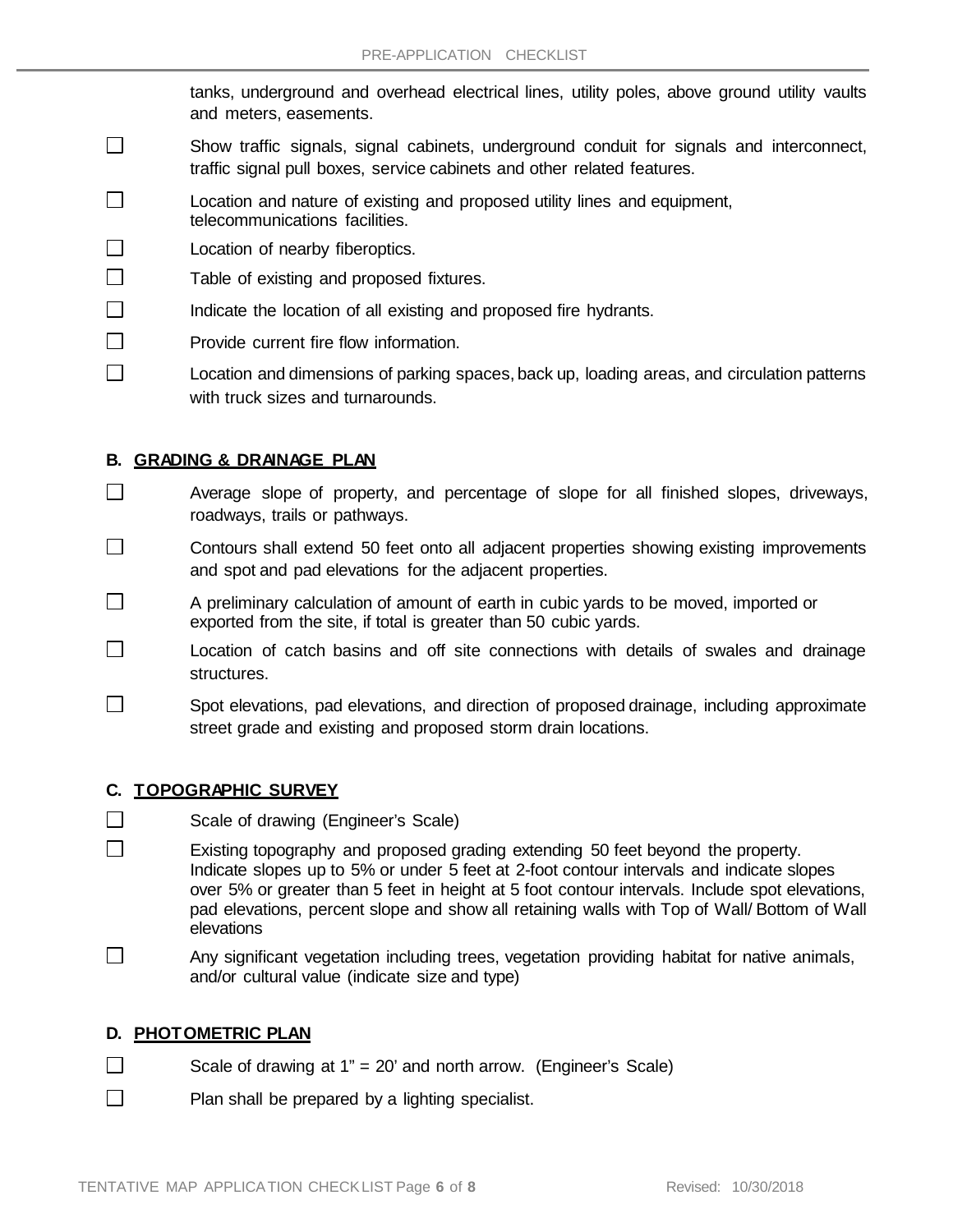tanks, underground and overhead electrical lines, utility poles, above ground utility vaults and meters, easements.

- ☐ Show traffic signals, signal cabinets, underground conduit for signals and interconnect, traffic signal pull boxes, service cabinets and other related features.
- ☐ Location and nature of existing and proposed utility lines and equipment, telecommunications facilities.
- ☐ Location of nearby fiberoptics.
- ☐ Table of existing and proposed fixtures.
- ☐ Indicate the location of all existing and proposed fire hydrants.
- ☐ Provide current fire flow information.
- ☐ Location and dimensions of parking spaces, back up, loading areas, and circulation patterns with truck sizes and turnarounds.

### B. GRADING & DRAINAGE PLAN

- ☐ Average slope of property, and percentage of slope for all finished slopes, driveways, roadways, trails or pathways.
- ☐ Contours shall extend 50 feet onto all adjacent properties showing existing improvements and spot and pad elevations for the adjacent properties.
- ☐ A preliminary calculation of amount of earth in cubic yards to be moved, imported or exported from the site, if total is greater than 50 cubic yards.
- ☐ Location of catch basins and off site connections with details of swales and drainage structures.
- ☐ Spot elevations, pad elevations, and direction of proposed drainage, including approximate street grade and existing and proposed storm drain locations.

### C. TOPOGRAPHIC SURVEY

- ☐ Scale of drawing (Engineer's Scale)
- ☐ Existing topography and proposed grading extending 50 feet beyond the property. Indicate slopes up to 5% or under 5 feet at 2-foot contour intervals and indicate slopes over 5% or greater than 5 feet in height at 5 foot contour intervals. Include spot elevations, pad elevations, percent slope and show all retaining walls with Top of Wall/ Bottom of Wall elevations
- ☐ Any significant vegetation including trees, vegetation providing habitat for native animals, and/or cultural value (indicate size and type)

### D. PHOTOMETRIC PLAN

- ☐ Scale of drawing at 1" = 20' and north arrow. (Engineer's Scale)
- ☐ Plan shall be prepared by a lighting specialist.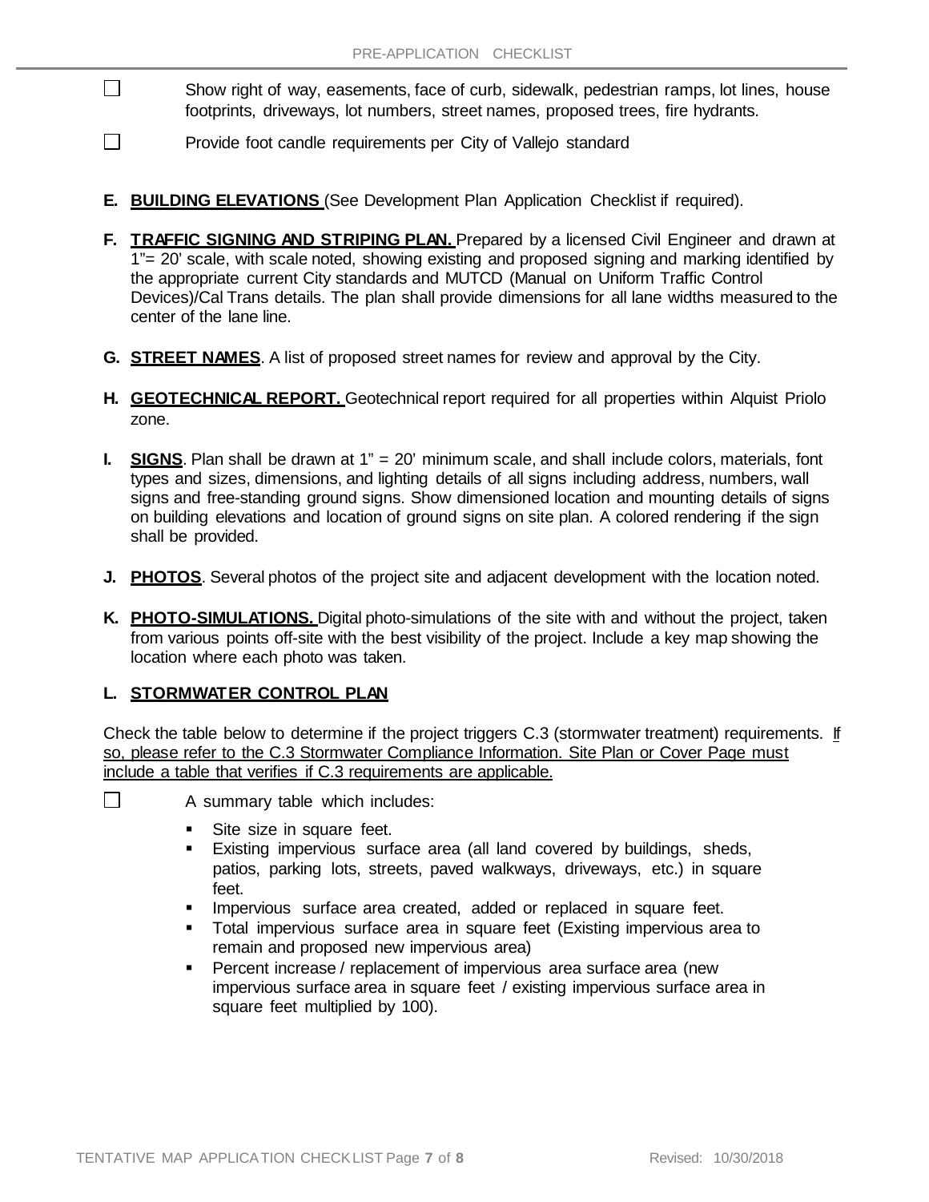- [ ] Show right of way, easements, face of curb, sidewalk, pedestrian ramps, lot lines, house footprints, driveways, lot numbers, street names, proposed trees, fire hydrants.
- [ ] Provide foot candle requirements per City of Vallejo standard

**E. <u>BUILDING ELEVATIONS</u>** (See Development Plan Application Checklist if required).

**F. <u>TRAFFIC SIGNING AND STRIPING PLAN.</u>** Prepared by a licensed Civil Engineer and drawn at 1"= 20' scale, with scale noted, showing existing and proposed signing and marking identified by the appropriate current City standards and MUTCD (Manual on Uniform Traffic Control Devices)/Cal Trans details. The plan shall provide dimensions for all lane widths measured to the center of the lane line.

**G. <u>STREET NAMES</u>**. A list of proposed street names for review and approval by the City.

**H. <u>GEOTECHNICAL REPORT.</u>** Geotechnical report required for all properties within Alquist Priolo zone.

**I. <u>SIGNS</u>**. Plan shall be drawn at 1" = 20' minimum scale, and shall include colors, materials, font types and sizes, dimensions, and lighting details of all signs including address, numbers, wall signs and free-standing ground signs. Show dimensioned location and mounting details of signs on building elevations and location of ground signs on site plan. A colored rendering if the sign shall be provided.

**J. <u>PHOTOS</u>**. Several photos of the project site and adjacent development with the location noted.

**K. <u>PHOTO-SIMULATIONS.</u>** Digital photo-simulations of the site with and without the project, taken from various points off-site with the best visibility of the project. Include a key map showing the location where each photo was taken.

**L. <u>STORMWATER CONTROL PLAN</u>**

Check the table below to determine if the project triggers C.3 (stormwater treatment) requirements. <u>If so, please refer to the C.3 Stormwater Compliance Information. Site Plan or Cover Page must include a table that verifies if C.3 requirements are applicable.</u>

- [ ] A summary table which includes:
  - Site size in square feet.
  - Existing impervious surface area (all land covered by buildings, sheds, patios, parking lots, streets, paved walkways, driveways, etc.) in square feet.
  - Impervious surface area created, added or replaced in square feet.
  - Total impervious surface area in square feet (Existing impervious area to remain and proposed new impervious area)
  - Percent increase / replacement of impervious area surface area (new impervious surface area in square feet / existing impervious surface area in square feet multiplied by 100).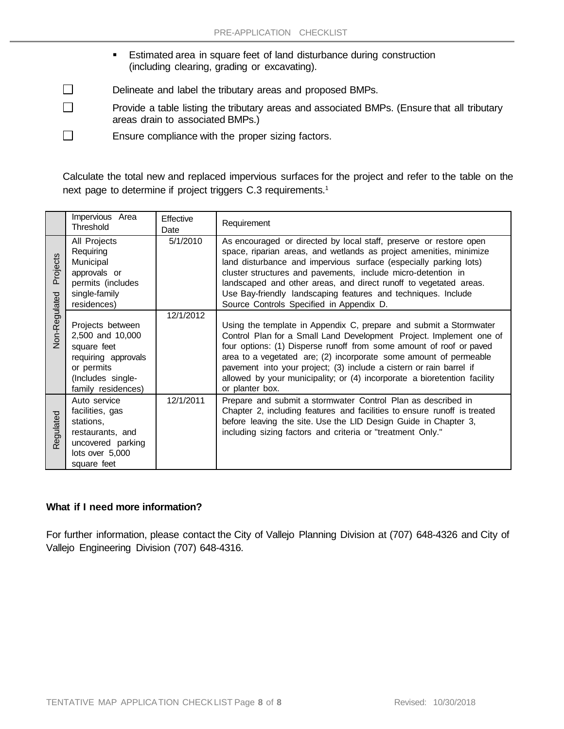- Estimated area in square feet of land disturbance during construction (including clearing, grading or excavating).

☐ Delineate and label the tributary areas and proposed BMPs.

☐ Provide a table listing the tributary areas and associated BMPs. (Ensure that all tributary areas drain to associated BMPs.)

☐ Ensure compliance with the proper sizing factors.

Calculate the total new and replaced impervious surfaces for the project and refer to the table on the next page to determine if project triggers C.3 requirements.[1]

| | Impervious Area Threshold | Effective Date | Requirement |
|---|---|---|---|
| Non-Regulated Projects | All Projects Requiring Municipal approvals or permits (includes single-family residences) | 5/1/2010 | As encouraged or directed by local staff, preserve or restore open space, riparian areas, and wetlands as project amenities, minimize land disturbance and impervious surface (especially parking lots) cluster structures and pavements, include micro-detention in landscaped and other areas, and direct runoff to vegetated areas. Use Bay-friendly landscaping features and techniques. Include Source Controls Specified in Appendix D. |
| | Projects between 2,500 and 10,000 square feet requiring approvals or permits (Includes single-family residences) | 12/1/2012 | Using the template in Appendix C, prepare and submit a Stormwater Control Plan for a Small Land Development Project. Implement one of four options: (1) Disperse runoff from some amount of roof or paved area to a vegetated are; (2) incorporate some amount of permeable pavement into your project; (3) include a cistern or rain barrel if allowed by your municipality; or (4) incorporate a bioretention facility or planter box. |
| Regulated | Auto service facilities, gas stations, restaurants, and uncovered parking lots over 5,000 square feet | 12/1/2011 | Prepare and submit a stormwater Control Plan as described in Chapter 2, including features and facilities to ensure runoff is treated before leaving the site. Use the LID Design Guide in Chapter 3, including sizing factors and criteria or "treatment Only." |

**What if I need more information?**

For further information, please contact the City of Vallejo Planning Division at (707) 648-4326 and City of Vallejo Engineering Division (707) 648-4316.